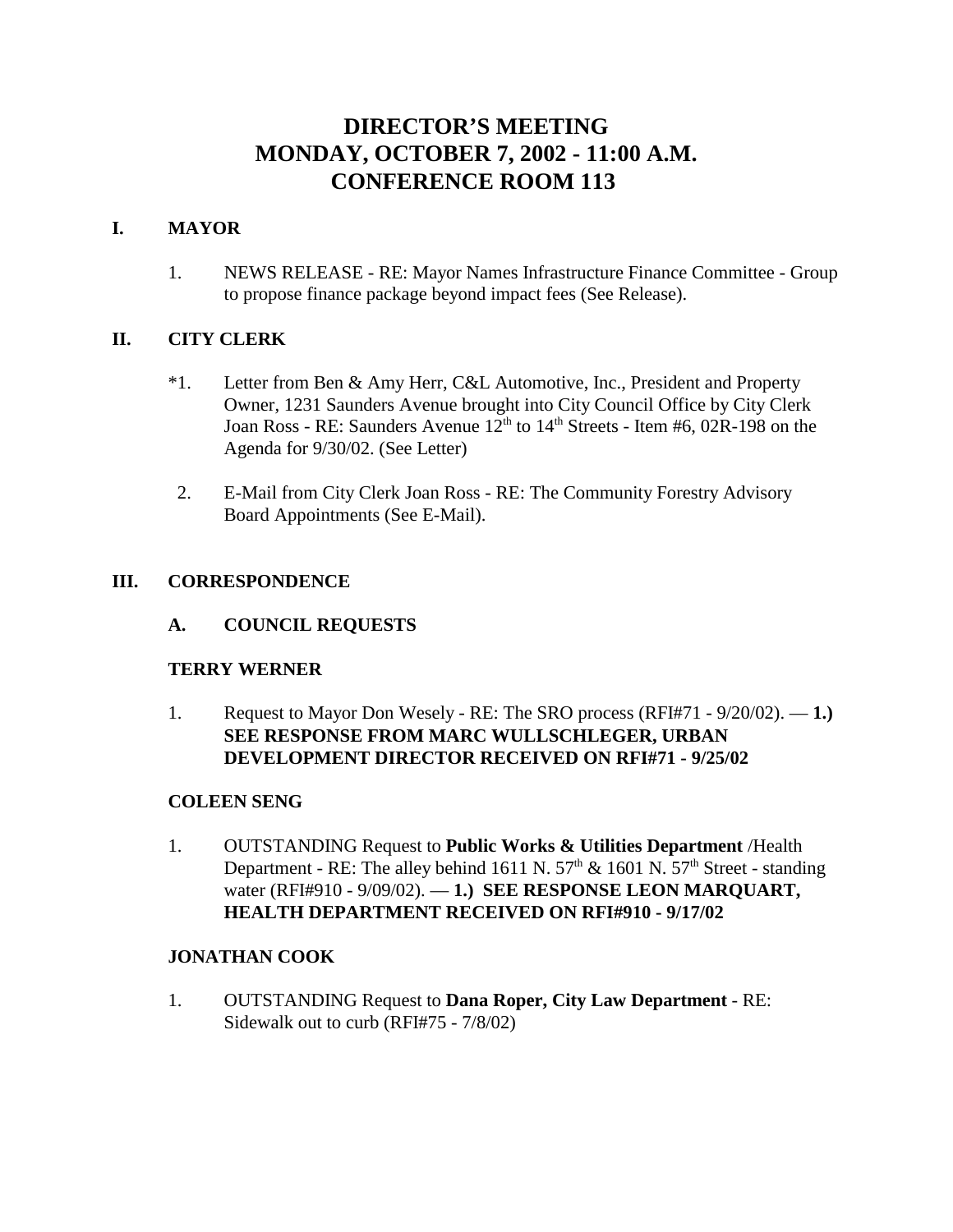# DIRECTOR'S MEETING
# MONDAY, OCTOBER 7, 2002 - 11:00 A.M.
# CONFERENCE ROOM 113

## I. MAYOR

1. NEWS RELEASE - RE: Mayor Names Infrastructure Finance Committee - Group to propose finance package beyond impact fees (See Release).

## II. CITY CLERK

*1. Letter from Ben & Amy Herr, C&L Automotive, Inc., President and Property Owner, 1231 Saunders Avenue brought into City Council Office by City Clerk Joan Ross - RE: Saunders Avenue 12th to 14th Streets - Item #6, 02R-198 on the Agenda for 9/30/02. (See Letter)

2. E-Mail from City Clerk Joan Ross - RE: The Community Forestry Advisory Board Appointments (See E-Mail).

## III. CORRESPONDENCE

### A. COUNCIL REQUESTS

**TERRY WERNER**

1. Request to Mayor Don Wesely - RE: The SRO process (RFI#71 - 9/20/02). — **1.) SEE RESPONSE FROM MARC WULLSCHLEGER, URBAN DEVELOPMENT DIRECTOR RECEIVED ON RFI#71 - 9/25/02**

**COLEEN SENG**

1. OUTSTANDING Request to **Public Works & Utilities Department** /Health Department - RE: The alley behind 1611 N. 57th & 1601 N. 57th Street - standing water (RFI#910 - 9/09/02). — **1.) SEE RESPONSE LEON MARQUART, HEALTH DEPARTMENT RECEIVED ON RFI#910 - 9/17/02**

**JONATHAN COOK**

1. OUTSTANDING Request to **Dana Roper, City Law Department** - RE: Sidewalk out to curb (RFI#75 - 7/8/02)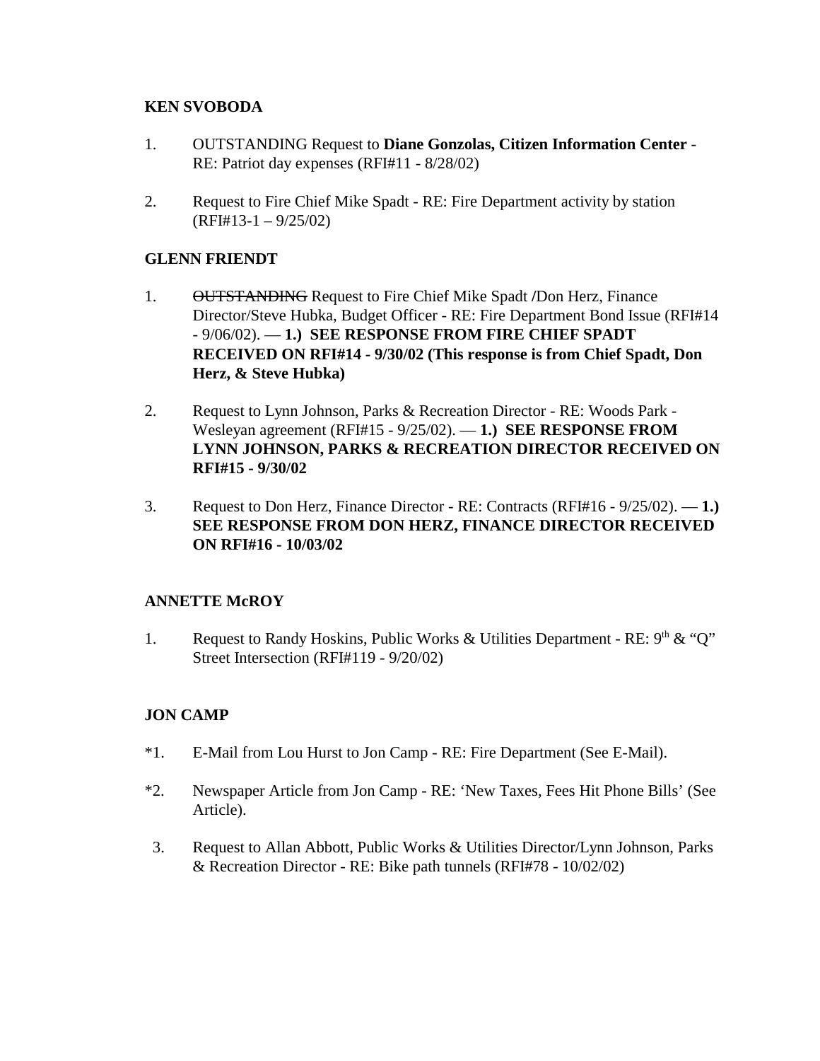**KEN SVOBODA**

1. OUTSTANDING Request to **Diane Gonzolas, Citizen Information Center** - RE: Patriot day expenses (RFI#11 - 8/28/02)

2. Request to Fire Chief Mike Spadt - RE: Fire Department activity by station (RFI#13-1 – 9/25/02)

**GLENN FRIENDT**

1. ~~OUTSTANDING~~ Request to Fire Chief Mike Spadt **/**Don Herz, Finance Director/Steve Hubka, Budget Officer - RE: Fire Department Bond Issue (RFI#14 - 9/06/02). — **1.) SEE RESPONSE FROM FIRE CHIEF SPADT RECEIVED ON RFI#14 - 9/30/02 (This response is from Chief Spadt, Don Herz, & Steve Hubka)**

2. Request to Lynn Johnson, Parks & Recreation Director - RE: Woods Park - Wesleyan agreement (RFI#15 - 9/25/02). — **1.) SEE RESPONSE FROM LYNN JOHNSON, PARKS & RECREATION DIRECTOR RECEIVED ON RFI#15 - 9/30/02**

3. Request to Don Herz, Finance Director - RE: Contracts (RFI#16 - 9/25/02). — **1.) SEE RESPONSE FROM DON HERZ, FINANCE DIRECTOR RECEIVED ON RFI#16 - 10/03/02**

**ANNETTE McROY**

1. Request to Randy Hoskins, Public Works & Utilities Department - RE: 9th & "Q" Street Intersection (RFI#119 - 9/20/02)

**JON CAMP**

*1. E-Mail from Lou Hurst to Jon Camp - RE: Fire Department (See E-Mail).

*2. Newspaper Article from Jon Camp - RE: 'New Taxes, Fees Hit Phone Bills' (See Article).

3. Request to Allan Abbott, Public Works & Utilities Director/Lynn Johnson, Parks & Recreation Director - RE: Bike path tunnels (RFI#78 - 10/02/02)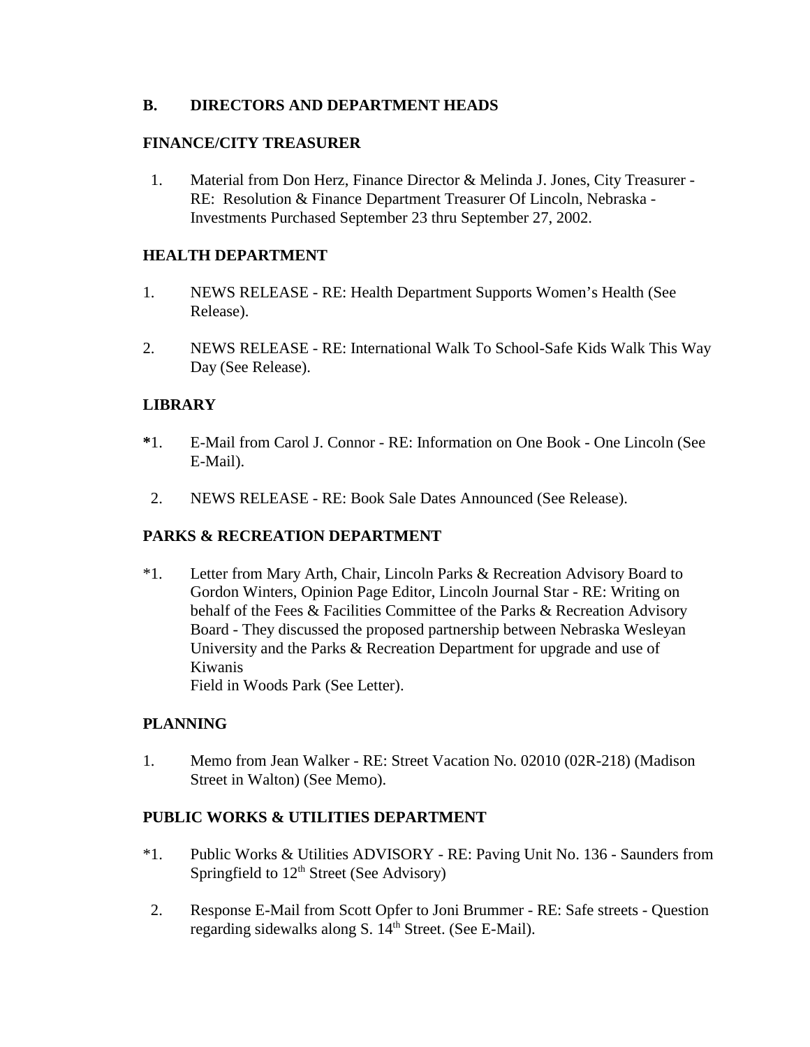**B. DIRECTORS AND DEPARTMENT HEADS**

**FINANCE/CITY TREASURER**

1. Material from Don Herz, Finance Director & Melinda J. Jones, City Treasurer - RE: Resolution & Finance Department Treasurer Of Lincoln, Nebraska - Investments Purchased September 23 thru September 27, 2002.

**HEALTH DEPARTMENT**

1. NEWS RELEASE - RE: Health Department Supports Women's Health (See Release).

2. NEWS RELEASE - RE: International Walk To School-Safe Kids Walk This Way Day (See Release).

**LIBRARY**

**\***1. E-Mail from Carol J. Connor - RE: Information on One Book - One Lincoln (See E-Mail).

2. NEWS RELEASE - RE: Book Sale Dates Announced (See Release).

**PARKS & RECREATION DEPARTMENT**

*1. Letter from Mary Arth, Chair, Lincoln Parks & Recreation Advisory Board to Gordon Winters, Opinion Page Editor, Lincoln Journal Star - RE: Writing on behalf of the Fees & Facilities Committee of the Parks & Recreation Advisory Board - They discussed the proposed partnership between Nebraska Wesleyan University and the Parks & Recreation Department for upgrade and use of Kiwanis Field in Woods Park (See Letter).

**PLANNING**

1. Memo from Jean Walker - RE: Street Vacation No. 02010 (02R-218) (Madison Street in Walton) (See Memo).

**PUBLIC WORKS & UTILITIES DEPARTMENT**

*1. Public Works & Utilities ADVISORY - RE: Paving Unit No. 136 - Saunders from Springfield to 12th Street (See Advisory)

2. Response E-Mail from Scott Opfer to Joni Brummer - RE: Safe streets - Question regarding sidewalks along S. 14th Street. (See E-Mail).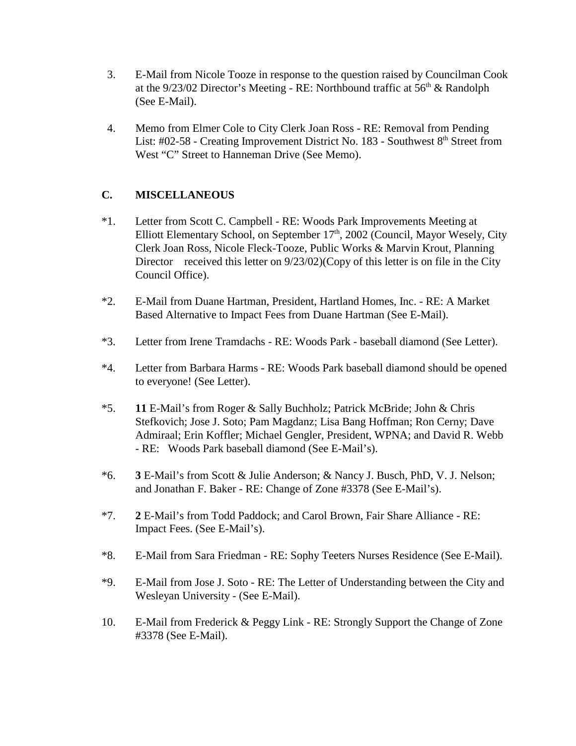3. E-Mail from Nicole Tooze in response to the question raised by Councilman Cook at the 9/23/02 Director's Meeting - RE: Northbound traffic at 56th & Randolph (See E-Mail).

4. Memo from Elmer Cole to City Clerk Joan Ross - RE: Removal from Pending List: #02-58 - Creating Improvement District No. 183 - Southwest 8th Street from West "C" Street to Hanneman Drive (See Memo).

## C. MISCELLANEOUS

*1. Letter from Scott C. Campbell - RE: Woods Park Improvements Meeting at Elliott Elementary School, on September 17th, 2002 (Council, Mayor Wesely, City Clerk Joan Ross, Nicole Fleck-Tooze, Public Works & Marvin Krout, Planning Director received this letter on 9/23/02)(Copy of this letter is on file in the City Council Office).

*2. E-Mail from Duane Hartman, President, Hartland Homes, Inc. - RE: A Market Based Alternative to Impact Fees from Duane Hartman (See E-Mail).

*3. Letter from Irene Tramdachs - RE: Woods Park - baseball diamond (See Letter).

*4. Letter from Barbara Harms - RE: Woods Park baseball diamond should be opened to everyone! (See Letter).

*5. **11** E-Mail's from Roger & Sally Buchholz; Patrick McBride; John & Chris Stefkovich; Jose J. Soto; Pam Magdanz; Lisa Bang Hoffman; Ron Cerny; Dave Admiraal; Erin Koffler; Michael Gengler, President, WPNA; and David R. Webb - RE: Woods Park baseball diamond (See E-Mail's).

*6. **3** E-Mail's from Scott & Julie Anderson; & Nancy J. Busch, PhD, V. J. Nelson; and Jonathan F. Baker - RE: Change of Zone #3378 (See E-Mail's).

*7. **2** E-Mail's from Todd Paddock; and Carol Brown, Fair Share Alliance - RE: Impact Fees. (See E-Mail's).

*8. E-Mail from Sara Friedman - RE: Sophy Teeters Nurses Residence (See E-Mail).

*9. E-Mail from Jose J. Soto - RE: The Letter of Understanding between the City and Wesleyan University - (See E-Mail).

10. E-Mail from Frederick & Peggy Link - RE: Strongly Support the Change of Zone #3378 (See E-Mail).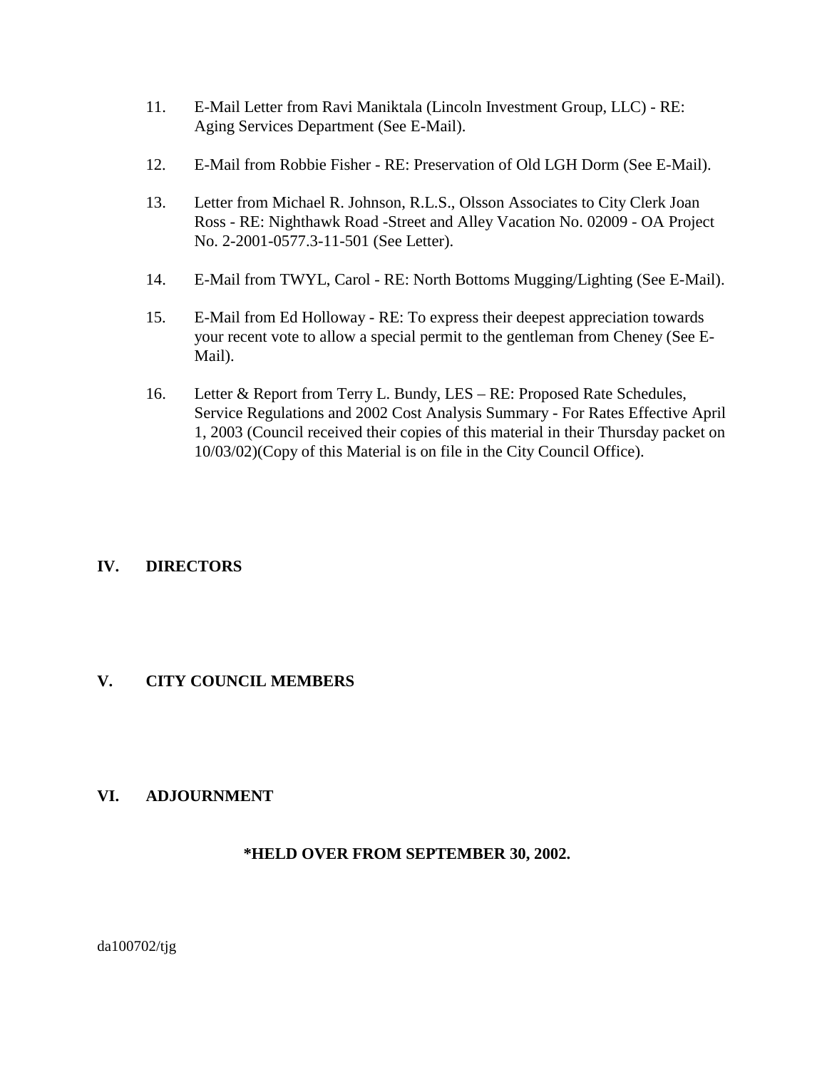11. E-Mail Letter from Ravi Maniktala (Lincoln Investment Group, LLC) - RE: Aging Services Department (See E-Mail).

12. E-Mail from Robbie Fisher - RE: Preservation of Old LGH Dorm (See E-Mail).

13. Letter from Michael R. Johnson, R.L.S., Olsson Associates to City Clerk Joan Ross - RE: Nighthawk Road -Street and Alley Vacation No. 02009 - OA Project No. 2-2001-0577.3-11-501 (See Letter).

14. E-Mail from TWYL, Carol - RE: North Bottoms Mugging/Lighting (See E-Mail).

15. E-Mail from Ed Holloway - RE: To express their deepest appreciation towards your recent vote to allow a special permit to the gentleman from Cheney (See E-Mail).

16. Letter & Report from Terry L. Bundy, LES – RE: Proposed Rate Schedules, Service Regulations and 2002 Cost Analysis Summary - For Rates Effective April 1, 2003 (Council received their copies of this material in their Thursday packet on 10/03/02)(Copy of this Material is on file in the City Council Office).

## IV. DIRECTORS

## V. CITY COUNCIL MEMBERS

## VI. ADJOURNMENT

**\*HELD OVER FROM SEPTEMBER 30, 2002.**

da100702/tjg